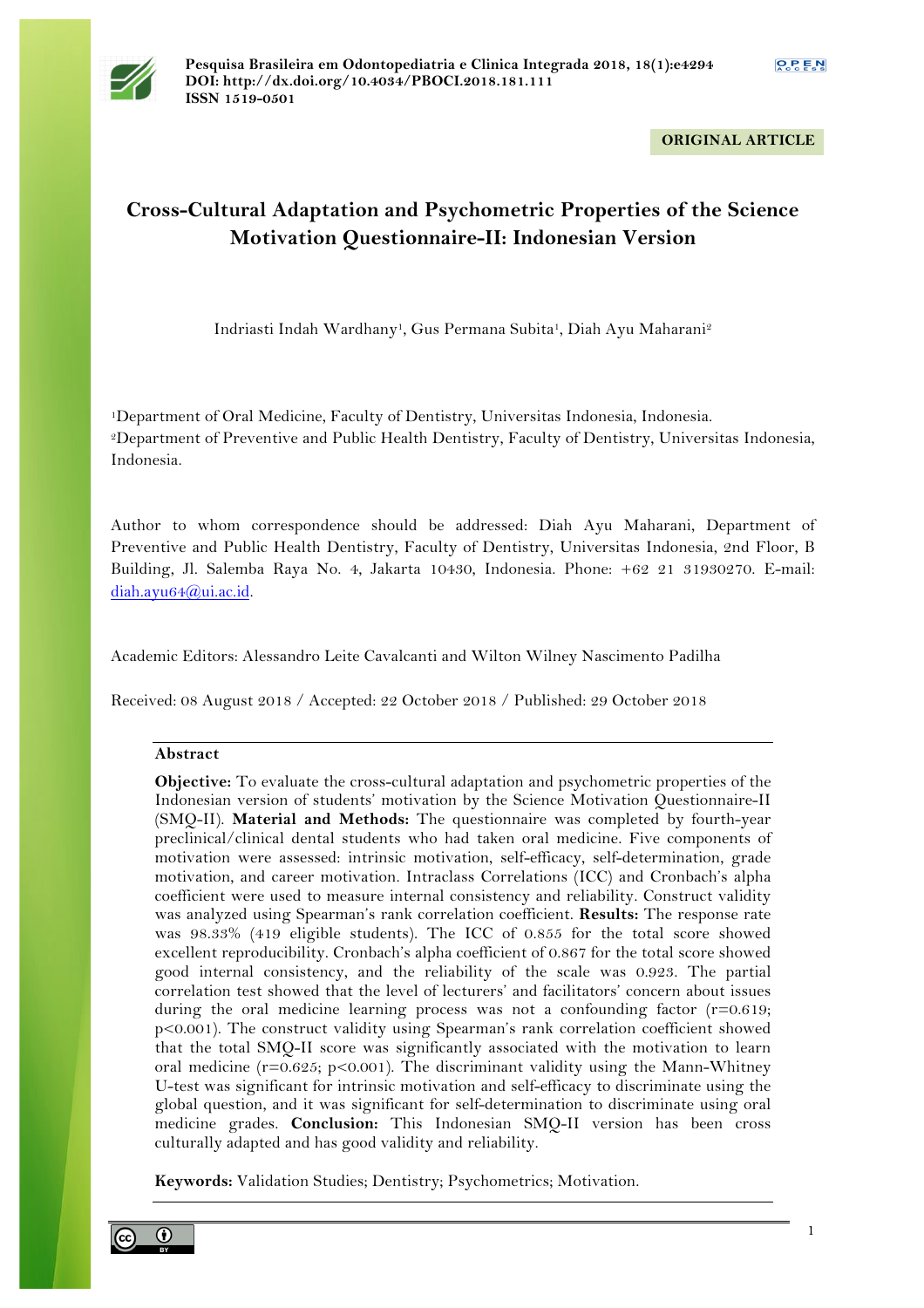ORIGINAL ARTICLE

# Cross-Cultural Adaptation and Psychometric Properties of the Science Motivation Questionnaire-II: Indonesian Version

Indriasti Indah Wardhany[1], Gus Permana Subita[1], Diah Ayu Maharani[2]

[1]Department of Oral Medicine, Faculty of Dentistry, Universitas Indonesia, Indonesia.
[2]Department of Preventive and Public Health Dentistry, Faculty of Dentistry, Universitas Indonesia, Indonesia.

Author to whom correspondence should be addressed: Diah Ayu Maharani, Department of Preventive and Public Health Dentistry, Faculty of Dentistry, Universitas Indonesia, 2nd Floor, B Building, Jl. Salemba Raya No. 4, Jakarta 10430, Indonesia. Phone: +62 21 31930270. E-mail: diah.ayu64@ui.ac.id.

Academic Editors: Alessandro Leite Cavalcanti and Wilton Wilney Nascimento Padilha

Received: 08 August 2018 / Accepted: 22 October 2018 / Published: 29 October 2018

## Abstract

**Objective:** To evaluate the cross-cultural adaptation and psychometric properties of the Indonesian version of students' motivation by the Science Motivation Questionnaire-II (SMQ-II). **Material and Methods:** The questionnaire was completed by fourth-year preclinical/clinical dental students who had taken oral medicine. Five components of motivation were assessed: intrinsic motivation, self-efficacy, self-determination, grade motivation, and career motivation. Intraclass Correlations (ICC) and Cronbach's alpha coefficient were used to measure internal consistency and reliability. Construct validity was analyzed using Spearman's rank correlation coefficient. **Results:** The response rate was 98.33% (419 eligible students). The ICC of 0.855 for the total score showed excellent reproducibility. Cronbach's alpha coefficient of 0.867 for the total score showed good internal consistency, and the reliability of the scale was 0.923. The partial correlation test showed that the level of lecturers' and facilitators' concern about issues during the oral medicine learning process was not a confounding factor ($r=0.619$; $p<0.001$). The construct validity using Spearman's rank correlation coefficient showed that the total SMQ-II score was significantly associated with the motivation to learn oral medicine ($r=0.625$; $p<0.001$). The discriminant validity using the Mann-Whitney U-test was significant for intrinsic motivation and self-efficacy to discriminate using the global question, and it was significant for self-determination to discriminate using oral medicine grades. **Conclusion:** This Indonesian SMQ-II version has been cross culturally adapted and has good validity and reliability.

**Keywords:** Validation Studies; Dentistry; Psychometrics; Motivation.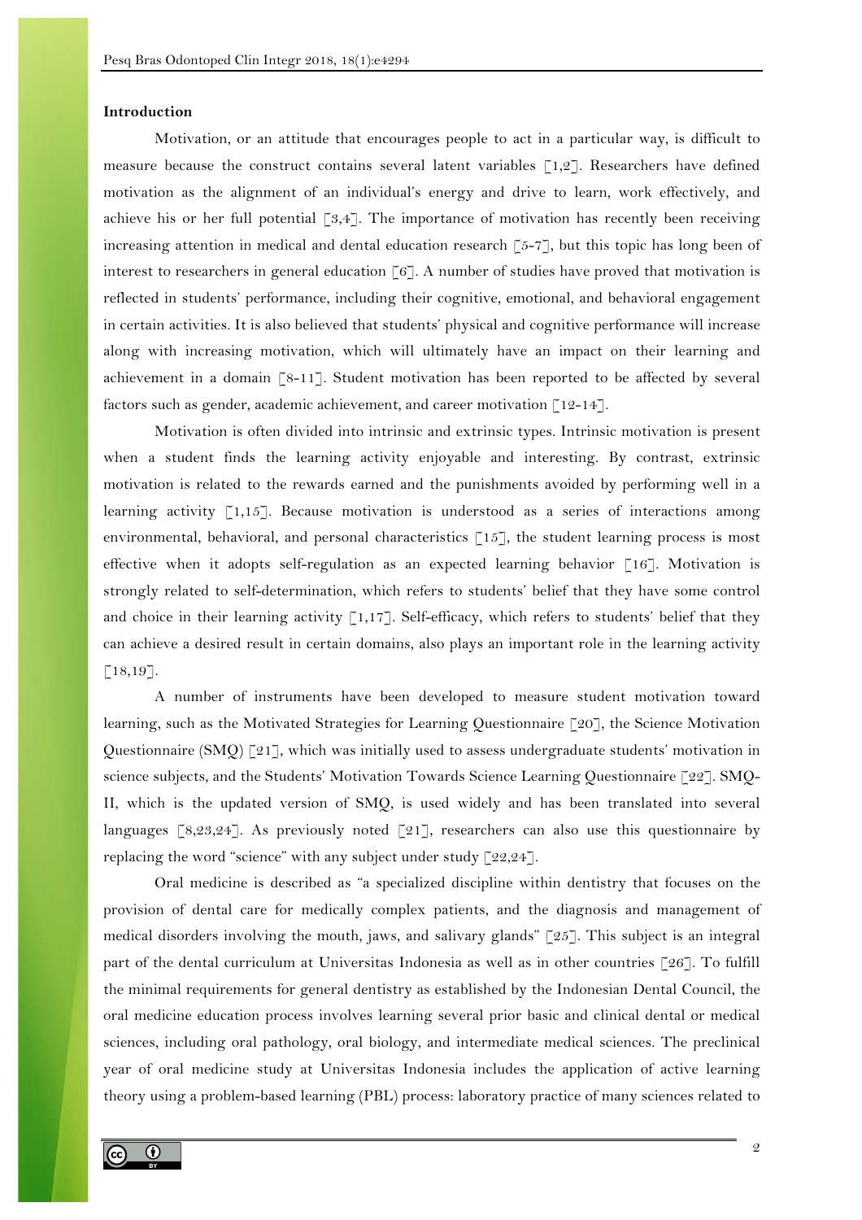## Introduction

Motivation, or an attitude that encourages people to act in a particular way, is difficult to measure because the construct contains several latent variables [1,2]. Researchers have defined motivation as the alignment of an individual's energy and drive to learn, work effectively, and achieve his or her full potential [3,4]. The importance of motivation has recently been receiving increasing attention in medical and dental education research [5-7], but this topic has long been of interest to researchers in general education [6]. A number of studies have proved that motivation is reflected in students' performance, including their cognitive, emotional, and behavioral engagement in certain activities. It is also believed that students' physical and cognitive performance will increase along with increasing motivation, which will ultimately have an impact on their learning and achievement in a domain [8-11]. Student motivation has been reported to be affected by several factors such as gender, academic achievement, and career motivation [12-14].

Motivation is often divided into intrinsic and extrinsic types. Intrinsic motivation is present when a student finds the learning activity enjoyable and interesting. By contrast, extrinsic motivation is related to the rewards earned and the punishments avoided by performing well in a learning activity [1,15]. Because motivation is understood as a series of interactions among environmental, behavioral, and personal characteristics [15], the student learning process is most effective when it adopts self-regulation as an expected learning behavior [16]. Motivation is strongly related to self-determination, which refers to students' belief that they have some control and choice in their learning activity [1,17]. Self-efficacy, which refers to students' belief that they can achieve a desired result in certain domains, also plays an important role in the learning activity [18,19].

A number of instruments have been developed to measure student motivation toward learning, such as the Motivated Strategies for Learning Questionnaire [20], the Science Motivation Questionnaire (SMQ) [21], which was initially used to assess undergraduate students' motivation in science subjects, and the Students' Motivation Towards Science Learning Questionnaire [22]. SMQ-II, which is the updated version of SMQ, is used widely and has been translated into several languages [8,23,24]. As previously noted [21], researchers can also use this questionnaire by replacing the word "science" with any subject under study [22,24].

Oral medicine is described as "a specialized discipline within dentistry that focuses on the provision of dental care for medically complex patients, and the diagnosis and management of medical disorders involving the mouth, jaws, and salivary glands" [25]. This subject is an integral part of the dental curriculum at Universitas Indonesia as well as in other countries [26]. To fulfill the minimal requirements for general dentistry as established by the Indonesian Dental Council, the oral medicine education process involves learning several prior basic and clinical dental or medical sciences, including oral pathology, oral biology, and intermediate medical sciences. The preclinical year of oral medicine study at Universitas Indonesia includes the application of active learning theory using a problem-based learning (PBL) process: laboratory practice of many sciences related to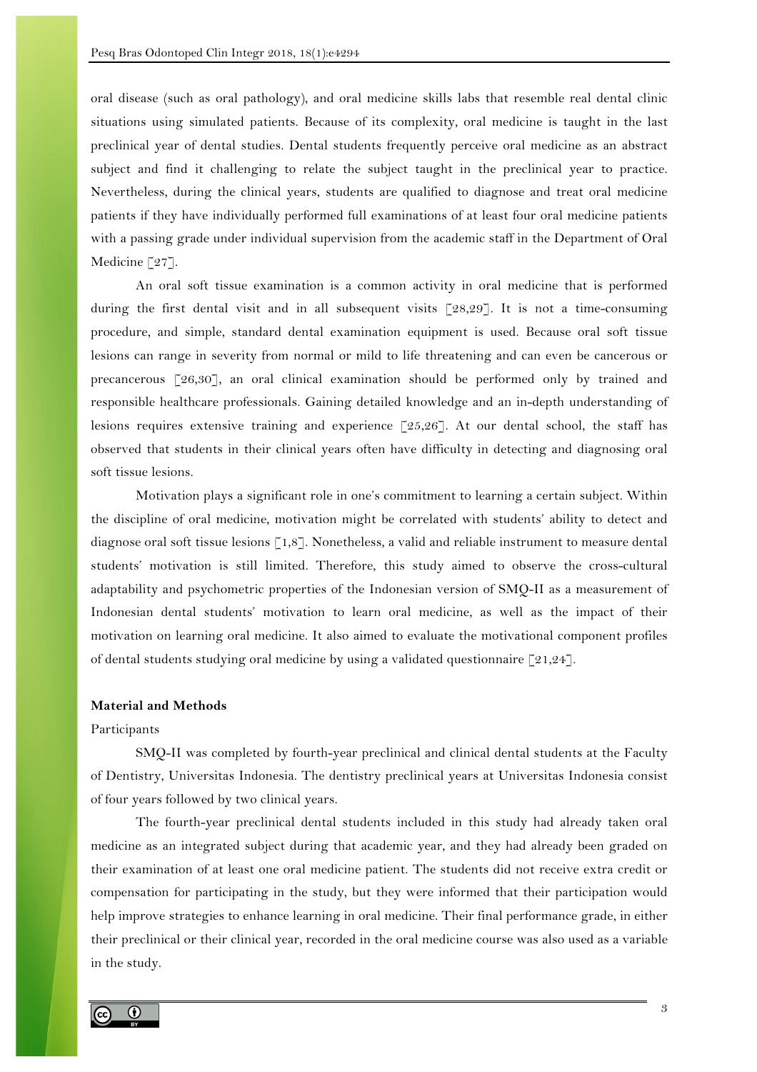oral disease (such as oral pathology), and oral medicine skills labs that resemble real dental clinic situations using simulated patients. Because of its complexity, oral medicine is taught in the last preclinical year of dental studies. Dental students frequently perceive oral medicine as an abstract subject and find it challenging to relate the subject taught in the preclinical year to practice. Nevertheless, during the clinical years, students are qualified to diagnose and treat oral medicine patients if they have individually performed full examinations of at least four oral medicine patients with a passing grade under individual supervision from the academic staff in the Department of Oral Medicine [27].

An oral soft tissue examination is a common activity in oral medicine that is performed during the first dental visit and in all subsequent visits [28,29]. It is not a time-consuming procedure, and simple, standard dental examination equipment is used. Because oral soft tissue lesions can range in severity from normal or mild to life threatening and can even be cancerous or precancerous [26,30], an oral clinical examination should be performed only by trained and responsible healthcare professionals. Gaining detailed knowledge and an in-depth understanding of lesions requires extensive training and experience [25,26]. At our dental school, the staff has observed that students in their clinical years often have difficulty in detecting and diagnosing oral soft tissue lesions.

Motivation plays a significant role in one's commitment to learning a certain subject. Within the discipline of oral medicine, motivation might be correlated with students' ability to detect and diagnose oral soft tissue lesions [1,8]. Nonetheless, a valid and reliable instrument to measure dental students' motivation is still limited. Therefore, this study aimed to observe the cross-cultural adaptability and psychometric properties of the Indonesian version of SMQ-II as a measurement of Indonesian dental students' motivation to learn oral medicine, as well as the impact of their motivation on learning oral medicine. It also aimed to evaluate the motivational component profiles of dental students studying oral medicine by using a validated questionnaire [21,24].

## Material and Methods

### Participants

SMQ-II was completed by fourth-year preclinical and clinical dental students at the Faculty of Dentistry, Universitas Indonesia. The dentistry preclinical years at Universitas Indonesia consist of four years followed by two clinical years.

The fourth-year preclinical dental students included in this study had already taken oral medicine as an integrated subject during that academic year, and they had already been graded on their examination of at least one oral medicine patient. The students did not receive extra credit or compensation for participating in the study, but they were informed that their participation would help improve strategies to enhance learning in oral medicine. Their final performance grade, in either their preclinical or their clinical year, recorded in the oral medicine course was also used as a variable in the study.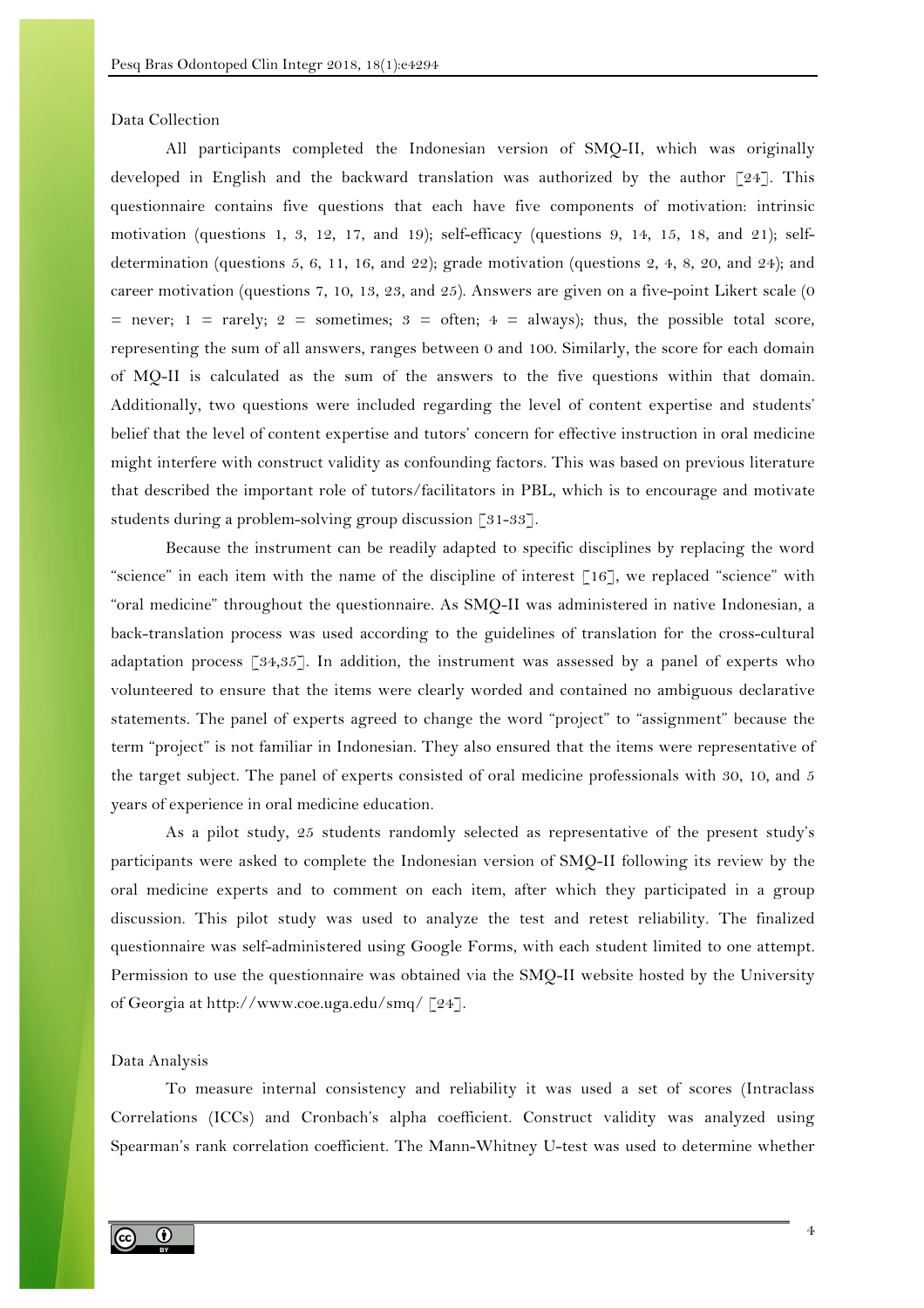## Data Collection

All participants completed the Indonesian version of SMQ-II, which was originally developed in English and the backward translation was authorized by the author [24]. This questionnaire contains five questions that each have five components of motivation: intrinsic motivation (questions 1, 3, 12, 17, and 19); self-efficacy (questions 9, 14, 15, 18, and 21); self-determination (questions 5, 6, 11, 16, and 22); grade motivation (questions 2, 4, 8, 20, and 24); and career motivation (questions 7, 10, 13, 23, and 25). Answers are given on a five-point Likert scale (0 = never; 1 = rarely; 2 = sometimes; 3 = often; 4 = always); thus, the possible total score, representing the sum of all answers, ranges between 0 and 100. Similarly, the score for each domain of MQ-II is calculated as the sum of the answers to the five questions within that domain. Additionally, two questions were included regarding the level of content expertise and students' belief that the level of content expertise and tutors' concern for effective instruction in oral medicine might interfere with construct validity as confounding factors. This was based on previous literature that described the important role of tutors/facilitators in PBL, which is to encourage and motivate students during a problem-solving group discussion [31-33].

Because the instrument can be readily adapted to specific disciplines by replacing the word "science" in each item with the name of the discipline of interest [16], we replaced "science" with "oral medicine" throughout the questionnaire. As SMQ-II was administered in native Indonesian, a back-translation process was used according to the guidelines of translation for the cross-cultural adaptation process [34,35]. In addition, the instrument was assessed by a panel of experts who volunteered to ensure that the items were clearly worded and contained no ambiguous declarative statements. The panel of experts agreed to change the word "project" to "assignment" because the term "project" is not familiar in Indonesian. They also ensured that the items were representative of the target subject. The panel of experts consisted of oral medicine professionals with 30, 10, and 5 years of experience in oral medicine education.

As a pilot study, 25 students randomly selected as representative of the present study's participants were asked to complete the Indonesian version of SMQ-II following its review by the oral medicine experts and to comment on each item, after which they participated in a group discussion. This pilot study was used to analyze the test and retest reliability. The finalized questionnaire was self-administered using Google Forms, with each student limited to one attempt. Permission to use the questionnaire was obtained via the SMQ-II website hosted by the University of Georgia at http://www.coe.uga.edu/smq/ [24].

## Data Analysis

To measure internal consistency and reliability it was used a set of scores (Intraclass Correlations (ICCs) and Cronbach's alpha coefficient. Construct validity was analyzed using Spearman's rank correlation coefficient. The Mann-Whitney U-test was used to determine whether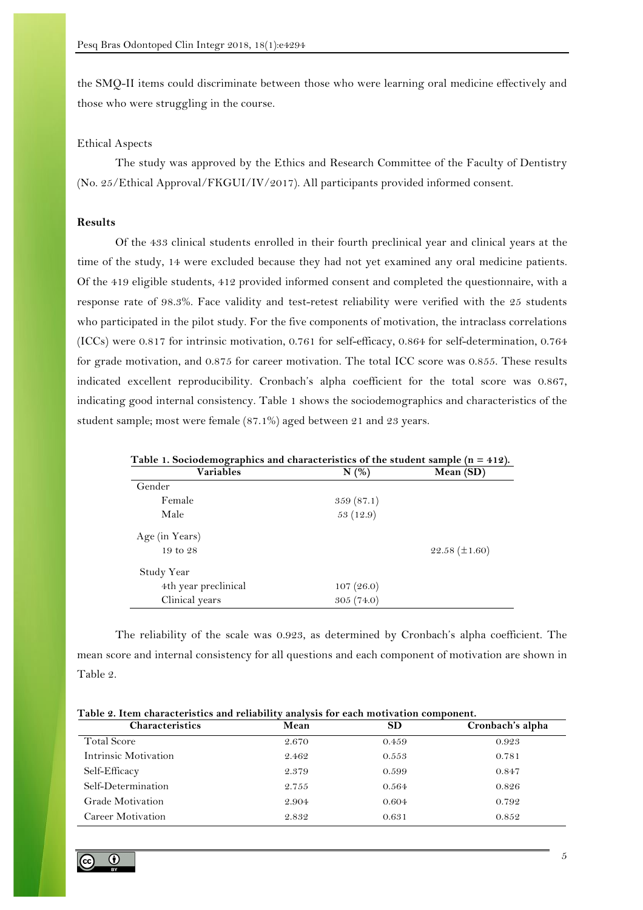the SMQ-II items could discriminate between those who were learning oral medicine effectively and those who were struggling in the course.

### Ethical Aspects

The study was approved by the Ethics and Research Committee of the Faculty of Dentistry (No. 25/Ethical Approval/FKGUI/IV/2017). All participants provided informed consent.

## Results

Of the 433 clinical students enrolled in their fourth preclinical year and clinical years at the time of the study, 14 were excluded because they had not yet examined any oral medicine patients. Of the 419 eligible students, 412 provided informed consent and completed the questionnaire, with a response rate of 98.3%. Face validity and test-retest reliability were verified with the 25 students who participated in the pilot study. For the five components of motivation, the intraclass correlations (ICCs) were 0.817 for intrinsic motivation, 0.761 for self-efficacy, 0.864 for self-determination, 0.764 for grade motivation, and 0.875 for career motivation. The total ICC score was 0.855. These results indicated excellent reproducibility. Cronbach's alpha coefficient for the total score was 0.867, indicating good internal consistency. Table 1 shows the sociodemographics and characteristics of the student sample; most were female (87.1%) aged between 21 and 23 years.

**Table 1. Sociodemographics and characteristics of the student sample (n = 412).**

| Variables | N (%) | Mean (SD) |
|---|---|---|
| Gender | | |
| Female | 359 (87.1) | |
| Male | 53 (12.9) | |
| Age (in Years) | | |
| 19 to 28 | | 22.58 (±1.60) |
| Study Year | | |
| 4th year preclinical | 107 (26.0) | |
| Clinical years | 305 (74.0) | |

The reliability of the scale was 0.923, as determined by Cronbach's alpha coefficient. The mean score and internal consistency for all questions and each component of motivation are shown in Table 2.

**Table 2. Item characteristics and reliability analysis for each motivation component.**

| Characteristics | Mean | SD | Cronbach's alpha |
|---|---|---|---|
| Total Score | 2.670 | 0.459 | 0.923 |
| Intrinsic Motivation | 2.462 | 0.553 | 0.781 |
| Self-Efficacy | 2.379 | 0.599 | 0.847 |
| Self-Determination | 2.755 | 0.564 | 0.826 |
| Grade Motivation | 2.904 | 0.604 | 0.792 |
| Career Motivation | 2.832 | 0.631 | 0.852 |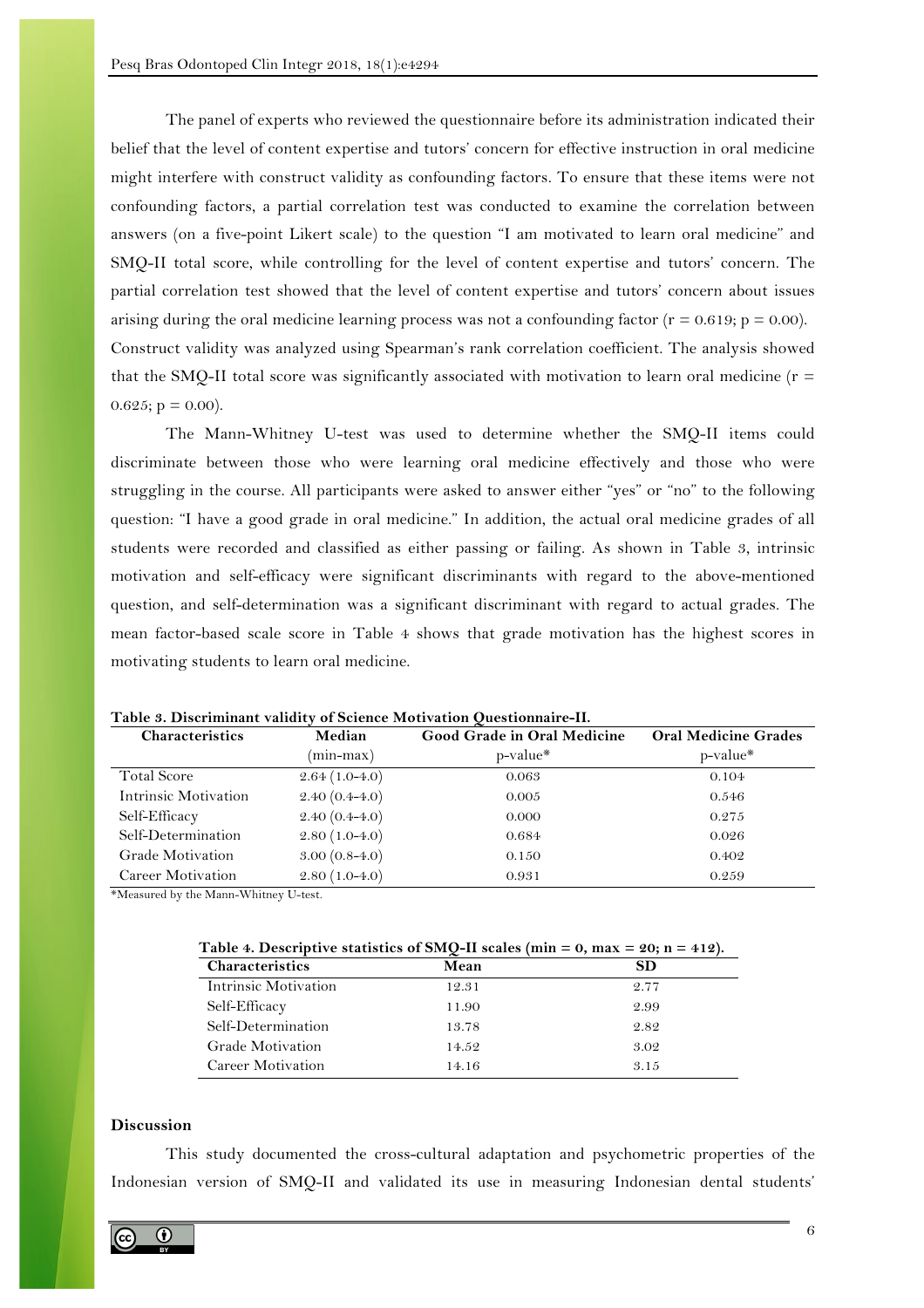The panel of experts who reviewed the questionnaire before its administration indicated their belief that the level of content expertise and tutors' concern for effective instruction in oral medicine might interfere with construct validity as confounding factors. To ensure that these items were not confounding factors, a partial correlation test was conducted to examine the correlation between answers (on a five-point Likert scale) to the question "I am motivated to learn oral medicine" and SMQ-II total score, while controlling for the level of content expertise and tutors' concern. The partial correlation test showed that the level of content expertise and tutors' concern about issues arising during the oral medicine learning process was not a confounding factor ($r = 0.619$; $p = 0.00$). Construct validity was analyzed using Spearman's rank correlation coefficient. The analysis showed that the SMQ-II total score was significantly associated with motivation to learn oral medicine ($r = 0.625$; $p = 0.00$).

The Mann-Whitney U-test was used to determine whether the SMQ-II items could discriminate between those who were learning oral medicine effectively and those who were struggling in the course. All participants were asked to answer either "yes" or "no" to the following question: "I have a good grade in oral medicine." In addition, the actual oral medicine grades of all students were recorded and classified as either passing or failing. As shown in Table 3, intrinsic motivation and self-efficacy were significant discriminants with regard to the above-mentioned question, and self-determination was a significant discriminant with regard to actual grades. The mean factor-based scale score in Table 4 shows that grade motivation has the highest scores in motivating students to learn oral medicine.

**Table 3. Discriminant validity of Science Motivation Questionnaire-II.**

| Characteristics | Median (min-max) | Good Grade in Oral Medicine p-value* | Oral Medicine Grades p-value* |
|---|---|---|---|
| Total Score | 2.64 (1.0-4.0) | 0.063 | 0.104 |
| Intrinsic Motivation | 2.40 (0.4-4.0) | 0.005 | 0.546 |
| Self-Efficacy | 2.40 (0.4-4.0) | 0.000 | 0.275 |
| Self-Determination | 2.80 (1.0-4.0) | 0.684 | 0.026 |
| Grade Motivation | 3.00 (0.8-4.0) | 0.150 | 0.402 |
| Career Motivation | 2.80 (1.0-4.0) | 0.931 | 0.259 |

*Measured by the Mann-Whitney U-test.

**Table 4. Descriptive statistics of SMQ-II scales (min = 0, max = 20; n = 412).**

| Characteristics | Mean | SD |
|---|---|---|
| Intrinsic Motivation | 12.31 | 2.77 |
| Self-Efficacy | 11.90 | 2.99 |
| Self-Determination | 13.78 | 2.82 |
| Grade Motivation | 14.52 | 3.02 |
| Career Motivation | 14.16 | 3.15 |

## Discussion

This study documented the cross-cultural adaptation and psychometric properties of the Indonesian version of SMQ-II and validated its use in measuring Indonesian dental students'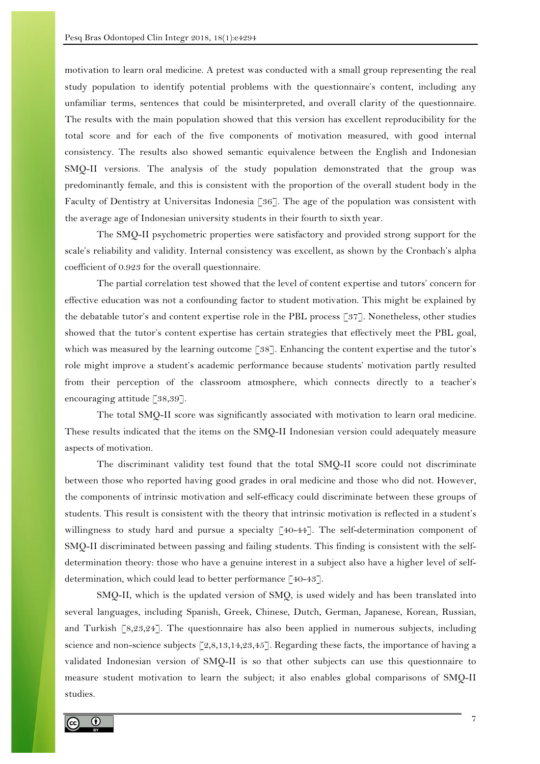motivation to learn oral medicine. A pretest was conducted with a small group representing the real study population to identify potential problems with the questionnaire's content, including any unfamiliar terms, sentences that could be misinterpreted, and overall clarity of the questionnaire. The results with the main population showed that this version has excellent reproducibility for the total score and for each of the five components of motivation measured, with good internal consistency. The results also showed semantic equivalence between the English and Indonesian SMQ-II versions. The analysis of the study population demonstrated that the group was predominantly female, and this is consistent with the proportion of the overall student body in the Faculty of Dentistry at Universitas Indonesia [36]. The age of the population was consistent with the average age of Indonesian university students in their fourth to sixth year.

The SMQ-II psychometric properties were satisfactory and provided strong support for the scale's reliability and validity. Internal consistency was excellent, as shown by the Cronbach's alpha coefficient of 0.923 for the overall questionnaire.

The partial correlation test showed that the level of content expertise and tutors' concern for effective education was not a confounding factor to student motivation. This might be explained by the debatable tutor's and content expertise role in the PBL process [37]. Nonetheless, other studies showed that the tutor's content expertise has certain strategies that effectively meet the PBL goal, which was measured by the learning outcome [38]. Enhancing the content expertise and the tutor's role might improve a student's academic performance because students' motivation partly resulted from their perception of the classroom atmosphere, which connects directly to a teacher's encouraging attitude [38,39].

The total SMQ-II score was significantly associated with motivation to learn oral medicine. These results indicated that the items on the SMQ-II Indonesian version could adequately measure aspects of motivation.

The discriminant validity test found that the total SMQ-II score could not discriminate between those who reported having good grades in oral medicine and those who did not. However, the components of intrinsic motivation and self-efficacy could discriminate between these groups of students. This result is consistent with the theory that intrinsic motivation is reflected in a student's willingness to study hard and pursue a specialty [40-44]. The self-determination component of SMQ-II discriminated between passing and failing students. This finding is consistent with the self-determination theory: those who have a genuine interest in a subject also have a higher level of self-determination, which could lead to better performance [40-43].

SMQ-II, which is the updated version of SMQ, is used widely and has been translated into several languages, including Spanish, Greek, Chinese, Dutch, German, Japanese, Korean, Russian, and Turkish [8,23,24]. The questionnaire has also been applied in numerous subjects, including science and non-science subjects [2,8,13,14,23,45]. Regarding these facts, the importance of having a validated Indonesian version of SMQ-II is so that other subjects can use this questionnaire to measure student motivation to learn the subject; it also enables global comparisons of SMQ-II studies.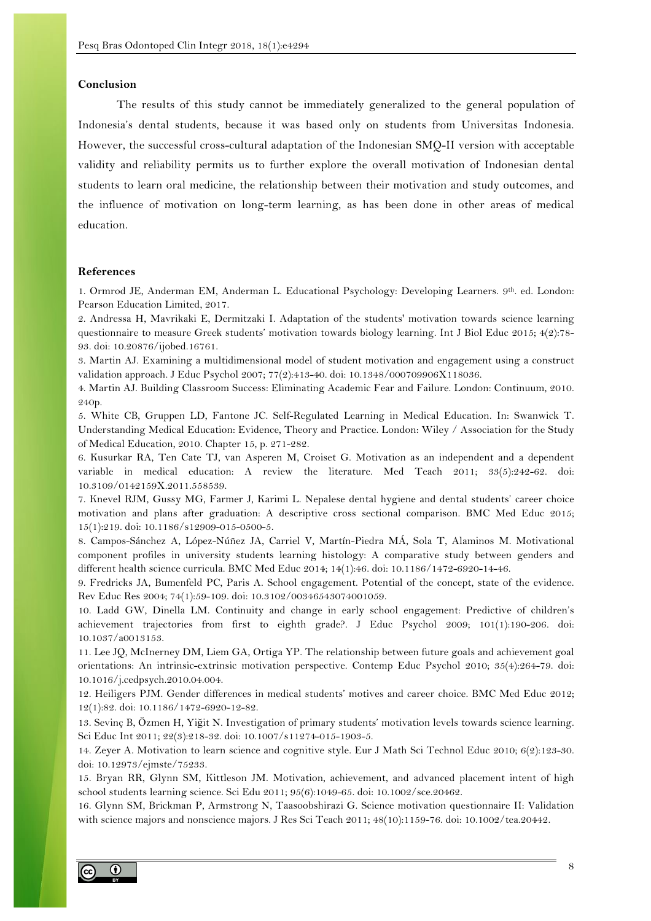## Conclusion

The results of this study cannot be immediately generalized to the general population of Indonesia's dental students, because it was based only on students from Universitas Indonesia. However, the successful cross-cultural adaptation of the Indonesian SMQ-II version with acceptable validity and reliability permits us to further explore the overall motivation of Indonesian dental students to learn oral medicine, the relationship between their motivation and study outcomes, and the influence of motivation on long-term learning, as has been done in other areas of medical education.

## References

1. Ormrod JE, Anderman EM, Anderman L. Educational Psychology: Developing Learners. 9th. ed. London: Pearson Education Limited, 2017.

2. Andressa H, Mavrikaki E, Dermitzaki I. Adaptation of the students' motivation towards science learning questionnaire to measure Greek students' motivation towards biology learning. Int J Biol Educ 2015; 4(2):78-93. doi: 10.20876/ijobed.16761.

3. Martin AJ. Examining a multidimensional model of student motivation and engagement using a construct validation approach. J Educ Psychol 2007; 77(2):413-40. doi: 10.1348/000709906X118036.

4. Martin AJ. Building Classroom Success: Eliminating Academic Fear and Failure. London: Continuum, 2010. 240p.

5. White CB, Gruppen LD, Fantone JC. Self-Regulated Learning in Medical Education. In: Swanwick T. Understanding Medical Education: Evidence, Theory and Practice. London: Wiley / Association for the Study of Medical Education, 2010. Chapter 15, p. 271-282.

6. Kusurkar RA, Ten Cate TJ, van Asperen M, Croiset G. Motivation as an independent and a dependent variable in medical education: A review the literature. Med Teach 2011; 33(5):242-62. doi: 10.3109/0142159X.2011.558539.

7. Knevel RJM, Gussy MG, Farmer J, Karimi L. Nepalese dental hygiene and dental students' career choice motivation and plans after graduation: A descriptive cross sectional comparison. BMC Med Educ 2015; 15(1):219. doi: 10.1186/s12909-015-0500-5.

8. Campos-Sánchez A, López-Núñez JA, Carriel V, Martín-Piedra MÁ, Sola T, Alaminos M. Motivational component profiles in university students learning histology: A comparative study between genders and different health science curricula. BMC Med Educ 2014; 14(1):46. doi: 10.1186/1472-6920-14-46.

9. Fredricks JA, Bumenfeld PC, Paris A. School engagement. Potential of the concept, state of the evidence. Rev Educ Res 2004; 74(1):59-109. doi: 10.3102/00346543074001059.

10. Ladd GW, Dinella LM. Continuity and change in early school engagement: Predictive of children's achievement trajectories from first to eighth grade?. J Educ Psychol 2009; 101(1):190-206. doi: 10.1037/a0013153.

11. Lee JQ, McInerney DM, Liem GA, Ortiga YP. The relationship between future goals and achievement goal orientations: An intrinsic-extrinsic motivation perspective. Contemp Educ Psychol 2010; 35(4):264-79. doi: 10.1016/j.cedpsych.2010.04.004.

12. Heiligers PJM. Gender differences in medical students' motives and career choice. BMC Med Educ 2012; 12(1):82. doi: 10.1186/1472-6920-12-82.

13. Sevinç B, Özmen H, Yiğit N. Investigation of primary students' motivation levels towards science learning. Sci Educ Int 2011; 22(3):218-32. doi: 10.1007/s11274-015-1903-5.

14. Zeyer A. Motivation to learn science and cognitive style. Eur J Math Sci Technol Educ 2010; 6(2):123-30. doi: 10.12973/ejmste/75233.

15. Bryan RR, Glynn SM, Kittleson JM. Motivation, achievement, and advanced placement intent of high school students learning science. Sci Edu 2011; 95(6):1049-65. doi: 10.1002/sce.20462.

16. Glynn SM, Brickman P, Armstrong N, Taasoobshirazi G. Science motivation questionnaire II: Validation with science majors and nonscience majors. J Res Sci Teach 2011; 48(10):1159-76. doi: 10.1002/tea.20442.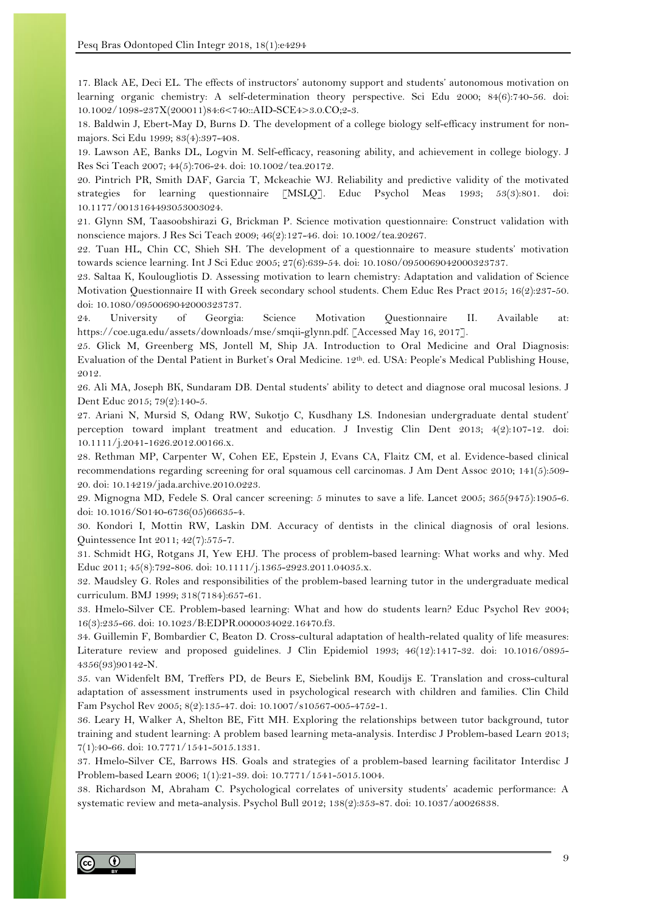17. Black AE, Deci EL. The effects of instructors' autonomy support and students' autonomous motivation on learning organic chemistry: A self-determination theory perspective. Sci Edu 2000; 84(6):740-56. doi: 10.1002/1098-237X(200011)84:6<740::AID-SCE4>3.0.CO;2-3.

18. Baldwin J, Ebert-May D, Burns D. The development of a college biology self-efficacy instrument for nonmajors. Sci Edu 1999; 83(4):397-408.

19. Lawson AE, Banks DL, Logvin M. Self-efficacy, reasoning ability, and achievement in college biology. J Res Sci Teach 2007; 44(5):706-24. doi: 10.1002/tea.20172.

20. Pintrich PR, Smith DAF, Garcia T, Mckeachie WJ. Reliability and predictive validity of the motivated strategies for learning questionnaire [MSLQ]. Educ Psychol Meas 1993; 53(3):801. doi: 10.1177/0013164493053003024.

21. Glynn SM, Taasoobshirazi G, Brickman P. Science motivation questionnaire: Construct validation with nonscience majors. J Res Sci Teach 2009; 46(2):127-46. doi: 10.1002/tea.20267.

22. Tuan HL, Chin CC, Shieh SH. The development of a questionnaire to measure students' motivation towards science learning. Int J Sci Educ 2005; 27(6):639-54. doi: 10.1080/0950069042000323737.

23. Saltaa K, Koulougliotis D. Assessing motivation to learn chemistry: Adaptation and validation of Science Motivation Questionnaire II with Greek secondary school students. Chem Educ Res Pract 2015; 16(2):237-50. doi: 10.1080/0950069042000323737.

24. University of Georgia: Science Motivation Questionnaire II. Available at: https://coe.uga.edu/assets/downloads/mse/smqii-glynn.pdf. [Accessed May 16, 2017].

25. Glick M, Greenberg MS, Jontell M, Ship JA. Introduction to Oral Medicine and Oral Diagnosis: Evaluation of the Dental Patient in Burket's Oral Medicine. 12th. ed. USA: People's Medical Publishing House, 2012.

26. Ali MA, Joseph BK, Sundaram DB. Dental students' ability to detect and diagnose oral mucosal lesions. J Dent Educ 2015; 79(2):140-5.

27. Ariani N, Mursid S, Odang RW, Sukotjo C, Kusdhany LS. Indonesian undergraduate dental student' perception toward implant treatment and education. J Investig Clin Dent 2013; 4(2):107-12. doi: 10.1111/j.2041-1626.2012.00166.x.

28. Rethman MP, Carpenter W, Cohen EE, Epstein J, Evans CA, Flaitz CM, et al. Evidence-based clinical recommendations regarding screening for oral squamous cell carcinomas. J Am Dent Assoc 2010; 141(5):509-20. doi: 10.14219/jada.archive.2010.0223.

29. Mignogna MD, Fedele S. Oral cancer screening: 5 minutes to save a life. Lancet 2005; 365(9475):1905-6. doi: 10.1016/S0140-6736(05)66635-4.

30. Kondori I, Mottin RW, Laskin DM. Accuracy of dentists in the clinical diagnosis of oral lesions. Quintessence Int 2011; 42(7):575-7.

31. Schmidt HG, Rotgans JI, Yew EHJ. The process of problem-based learning: What works and why. Med Educ 2011; 45(8):792-806. doi: 10.1111/j.1365-2923.2011.04035.x.

32. Maudsley G. Roles and responsibilities of the problem-based learning tutor in the undergraduate medical curriculum. BMJ 1999; 318(7184):657-61.

33. Hmelo-Silver CE. Problem-based learning: What and how do students learn? Educ Psychol Rev 2004; 16(3):235-66. doi: 10.1023/B:EDPR.0000034022.16470.f3.

34. Guillemin F, Bombardier C, Beaton D. Cross-cultural adaptation of health-related quality of life measures: Literature review and proposed guidelines. J Clin Epidemiol 1993; 46(12):1417-32. doi: 10.1016/0895-4356(93)90142-N.

35. van Widenfelt BM, Treffers PD, de Beurs E, Siebelink BM, Koudijs E. Translation and cross-cultural adaptation of assessment instruments used in psychological research with children and families. Clin Child Fam Psychol Rev 2005; 8(2):135-47. doi: 10.1007/s10567-005-4752-1.

36. Leary H, Walker A, Shelton BE, Fitt MH. Exploring the relationships between tutor background, tutor training and student learning: A problem based learning meta-analysis. Interdisc J Problem-based Learn 2013; 7(1):40-66. doi: 10.7771/1541-5015.1331.

37. Hmelo-Silver CE, Barrows HS. Goals and strategies of a problem-based learning facilitator Interdisc J Problem-based Learn 2006; 1(1):21-39. doi: 10.7771/1541-5015.1004.

38. Richardson M, Abraham C. Psychological correlates of university students' academic performance: A systematic review and meta-analysis. Psychol Bull 2012; 138(2):353-87. doi: 10.1037/a0026838.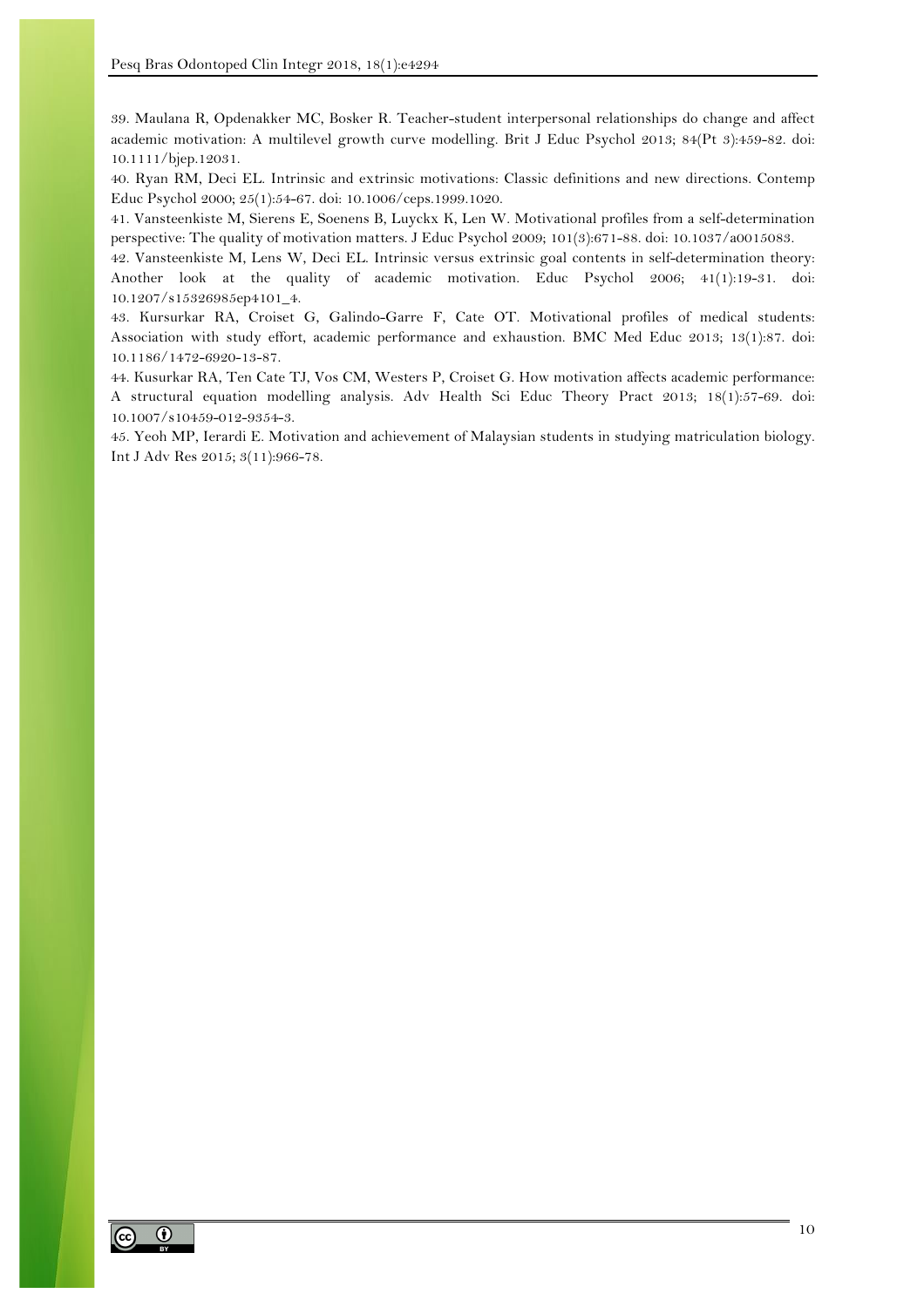39. Maulana R, Opdenakker MC, Bosker R. Teacher-student interpersonal relationships do change and affect academic motivation: A multilevel growth curve modelling. Brit J Educ Psychol 2013; 84(Pt 3):459-82. doi: 10.1111/bjep.12031.

40. Ryan RM, Deci EL. Intrinsic and extrinsic motivations: Classic definitions and new directions. Contemp Educ Psychol 2000; 25(1):54-67. doi: 10.1006/ceps.1999.1020.

41. Vansteenkiste M, Sierens E, Soenens B, Luyckx K, Len W. Motivational profiles from a self-determination perspective: The quality of motivation matters. J Educ Psychol 2009; 101(3):671-88. doi: 10.1037/a0015083.

42. Vansteenkiste M, Lens W, Deci EL. Intrinsic versus extrinsic goal contents in self-determination theory: Another look at the quality of academic motivation. Educ Psychol 2006; 41(1):19-31. doi: 10.1207/s15326985ep4101_4.

43. Kursurkar RA, Croiset G, Galindo-Garre F, Cate OT. Motivational profiles of medical students: Association with study effort, academic performance and exhaustion. BMC Med Educ 2013; 13(1):87. doi: 10.1186/1472-6920-13-87.

44. Kusurkar RA, Ten Cate TJ, Vos CM, Westers P, Croiset G. How motivation affects academic performance: A structural equation modelling analysis. Adv Health Sci Educ Theory Pract 2013; 18(1):57-69. doi: 10.1007/s10459-012-9354-3.

45. Yeoh MP, Ierardi E. Motivation and achievement of Malaysian students in studying matriculation biology. Int J Adv Res 2015; 3(11):966-78.